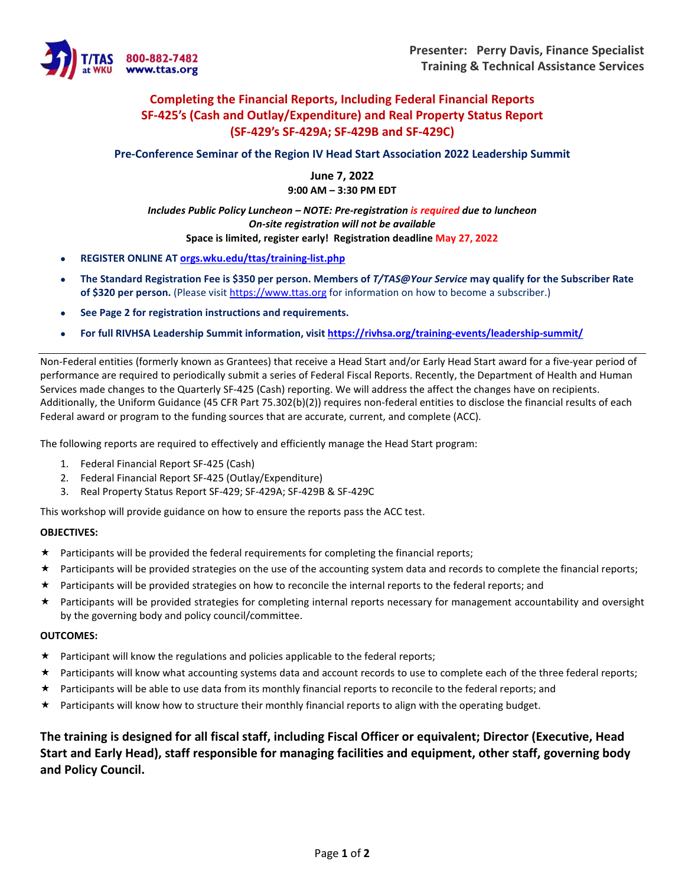T/TAS at WKU 800-882-7482 www.ttas.org

**Presenter: Perry Davis, Finance Specialist**
**Training & Technical Assistance Services**

# Completing the Financial Reports, Including Federal Financial Reports SF-425's (Cash and Outlay/Expenditure) and Real Property Status Report (SF-429's SF-429A; SF-429B and SF-429C)

## Pre-Conference Seminar of the Region IV Head Start Association 2022 Leadership Summit

**June 7, 2022**
**9:00 AM – 3:30 PM EDT**

***Includes Public Policy Luncheon – NOTE: Pre-registration is required due to luncheon***
***On-site registration will not be available***
**Space is limited, register early! Registration deadline May 27, 2022**

- **REGISTER ONLINE AT orgs.wku.edu/ttas/training-list.php**
- **The Standard Registration Fee is $350 per person. Members of *T/TAS@Your Service* may qualify for the Subscriber Rate of $320 per person.** (Please visit https://www.ttas.org for information on how to become a subscriber.)
- **See Page 2 for registration instructions and requirements.**
- **For full RIVHSA Leadership Summit information, visit https://rivhsa.org/training-events/leadership-summit/**

---

Non-Federal entities (formerly known as Grantees) that receive a Head Start and/or Early Head Start award for a five-year period of performance are required to periodically submit a series of Federal Fiscal Reports. Recently, the Department of Health and Human Services made changes to the Quarterly SF-425 (Cash) reporting. We will address the affect the changes have on recipients. Additionally, the Uniform Guidance (45 CFR Part 75.302(b)(2)) requires non-federal entities to disclose the financial results of each Federal award or program to the funding sources that are accurate, current, and complete (ACC).

The following reports are required to effectively and efficiently manage the Head Start program:

1. Federal Financial Report SF-425 (Cash)
2. Federal Financial Report SF-425 (Outlay/Expenditure)
3. Real Property Status Report SF-429; SF-429A; SF-429B & SF-429C

This workshop will provide guidance on how to ensure the reports pass the ACC test.

**OBJECTIVES:**

- ★ Participants will be provided the federal requirements for completing the financial reports;
- ★ Participants will be provided strategies on the use of the accounting system data and records to complete the financial reports;
- ★ Participants will be provided strategies on how to reconcile the internal reports to the federal reports; and
- ★ Participants will be provided strategies for completing internal reports necessary for management accountability and oversight by the governing body and policy council/committee.

**OUTCOMES:**

- ★ Participant will know the regulations and policies applicable to the federal reports;
- ★ Participants will know what accounting systems data and account records to use to complete each of the three federal reports;
- ★ Participants will be able to use data from its monthly financial reports to reconcile to the federal reports; and
- ★ Participants will know how to structure their monthly financial reports to align with the operating budget.

**The training is designed for all fiscal staff, including Fiscal Officer or equivalent; Director (Executive, Head Start and Early Head), staff responsible for managing facilities and equipment, other staff, governing body and Policy Council.**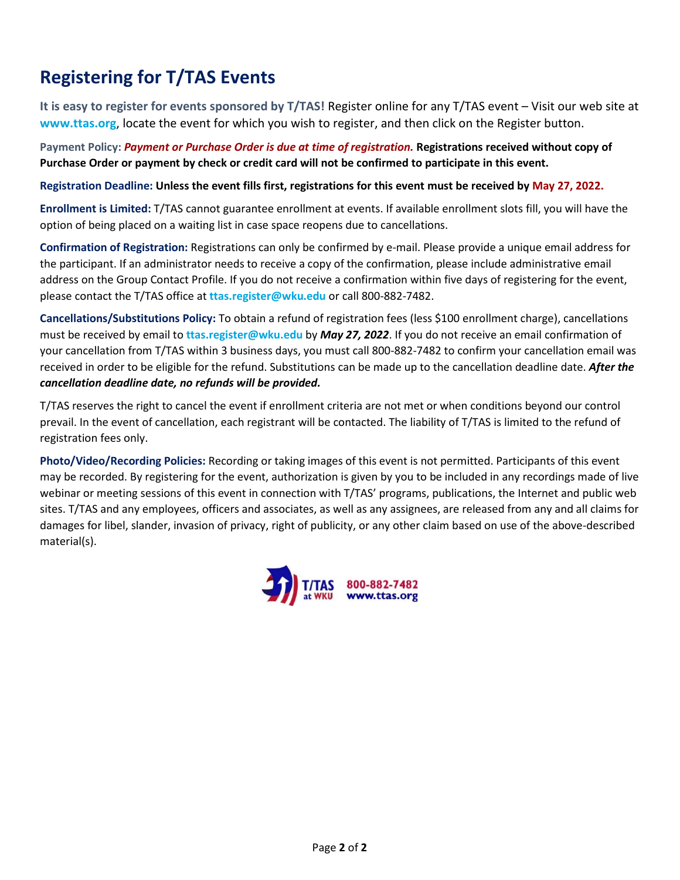# Registering for T/TAS Events

**It is easy to register for events sponsored by T/TAS!** Register online for any T/TAS event – Visit our web site at **www.ttas.org**, locate the event for which you wish to register, and then click on the Register button.

**Payment Policy:** ***Payment or Purchase Order is due at time of registration.*** **Registrations received without copy of Purchase Order or payment by check or credit card will not be confirmed to participate in this event.**

**Registration Deadline: Unless the event fills first, registrations for this event must be received by May 27, 2022.**

**Enrollment is Limited:** T/TAS cannot guarantee enrollment at events. If available enrollment slots fill, you will have the option of being placed on a waiting list in case space reopens due to cancellations.

**Confirmation of Registration:** Registrations can only be confirmed by e-mail. Please provide a unique email address for the participant. If an administrator needs to receive a copy of the confirmation, please include administrative email address on the Group Contact Profile. If you do not receive a confirmation within five days of registering for the event, please contact the T/TAS office at **ttas.register@wku.edu** or call 800-882-7482.

**Cancellations/Substitutions Policy:** To obtain a refund of registration fees (less $100 enrollment charge), cancellations must be received by email to **ttas.register@wku.edu** by ***May 27, 2022***. If you do not receive an email confirmation of your cancellation from T/TAS within 3 business days, you must call 800-882-7482 to confirm your cancellation email was received in order to be eligible for the refund. Substitutions can be made up to the cancellation deadline date. ***After the cancellation deadline date, no refunds will be provided.***

T/TAS reserves the right to cancel the event if enrollment criteria are not met or when conditions beyond our control prevail. In the event of cancellation, each registrant will be contacted. The liability of T/TAS is limited to the refund of registration fees only.

**Photo/Video/Recording Policies:** Recording or taking images of this event is not permitted. Participants of this event may be recorded. By registering for the event, authorization is given by you to be included in any recordings made of live webinar or meeting sessions of this event in connection with T/TAS' programs, publications, the Internet and public web sites. T/TAS and any employees, officers and associates, as well as any assignees, are released from any and all claims for damages for libel, slander, invasion of privacy, right of publicity, or any other claim based on use of the above-described material(s).

T/TAS at WKU 800-882-7482 www.ttas.org